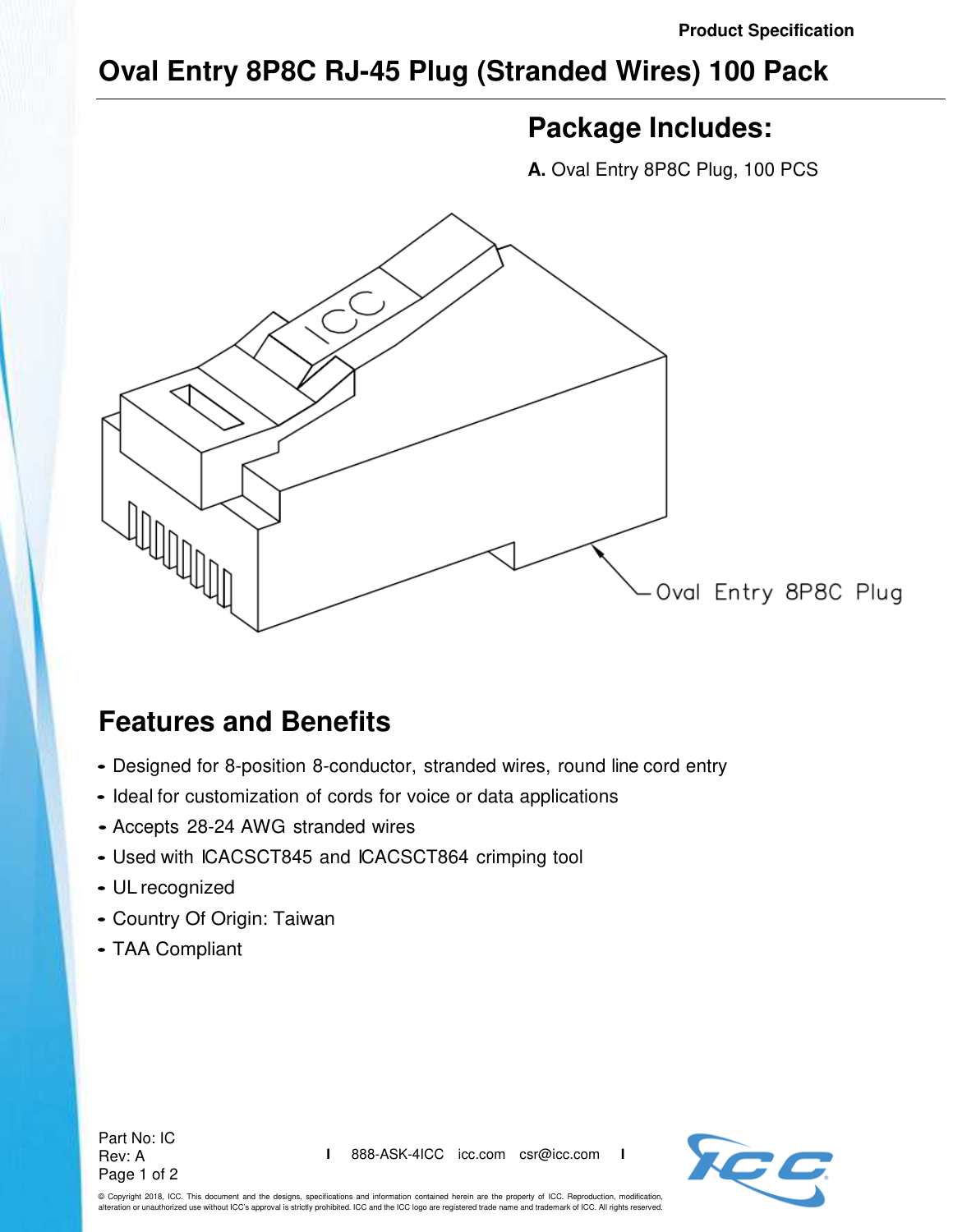Product Specification

# Oval Entry 8P8C RJ-45 Plug (Stranded Wires) 100 Pack

## Package Includes:

**A.** Oval Entry 8P8C Plug, 100 PCS

Oval Entry 8P8C Plug

## Features and Benefits

- Designed for 8-position 8-conductor, stranded wires, round line cord entry
- Ideal for customization of cords for voice or data applications
- Accepts 28-24 AWG stranded wires
- Used with ICACSCT845 and ICACSCT864 crimping tool
- UL recognized
- Country Of Origin: Taiwan
- TAA Compliant

Part No: IC
Rev: A

888-ASK-4ICC icc.com csr@icc.com

© Copyright 2018, ICC. This document and the designs, specifications and information contained herein are the property of ICC. Reproduction, modification, alteration or unauthorized use without ICC's approval is strictly prohibited. ICC and the ICC logo are registered trade name and trademark of ICC. All rights reserved.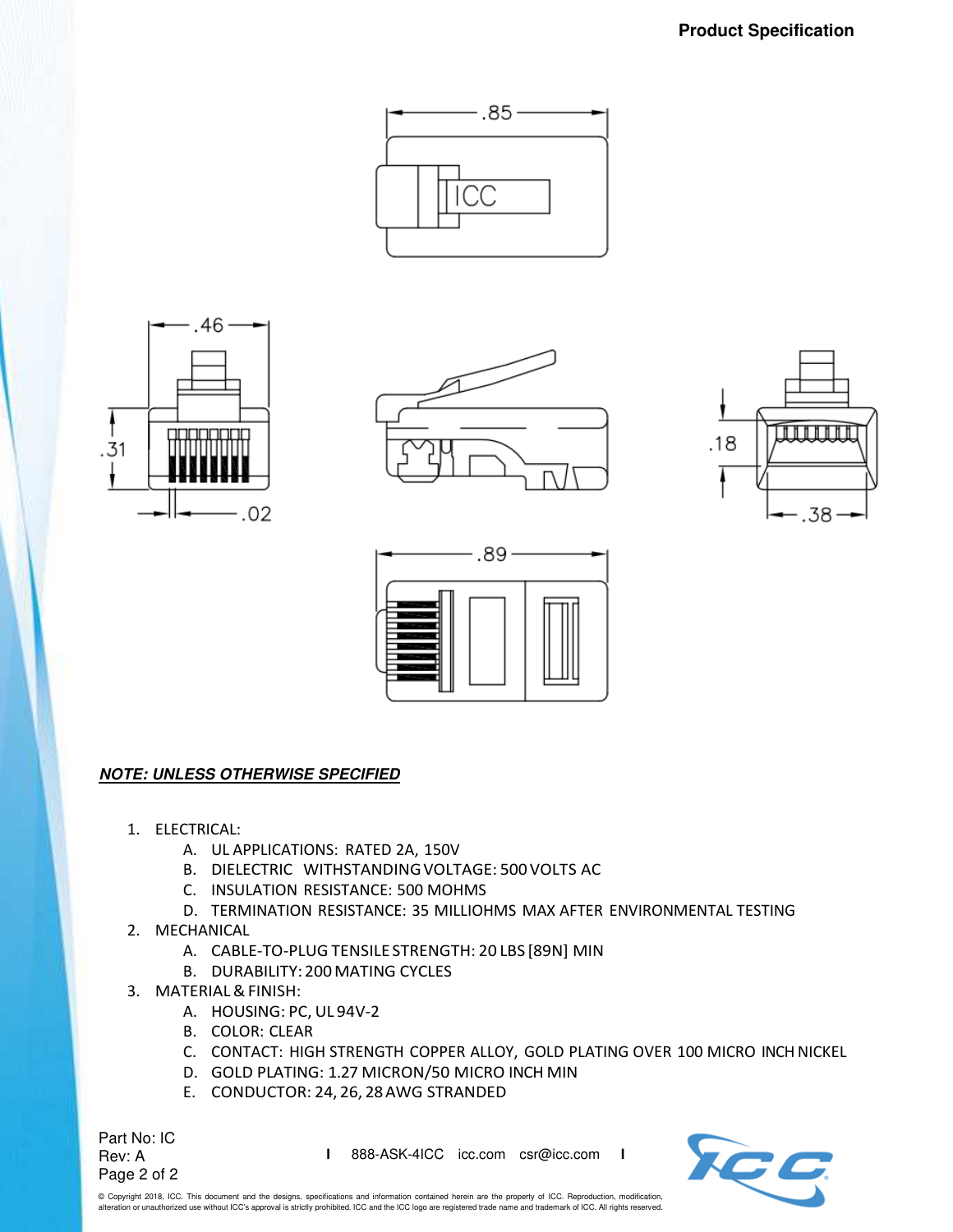.85

ICC

.46

.31

.02

.18

.38

.89

***NOTE: UNLESS OTHERWISE SPECIFIED***

1. ELECTRICAL:
   - A. UL APPLICATIONS: RATED 2A, 150V
   - B. DIELECTRIC WITHSTANDING VOLTAGE: 500 VOLTS AC
   - C. INSULATION RESISTANCE: 500 MOHMS
   - D. TERMINATION RESISTANCE: 35 MILLIOHMS MAX AFTER ENVIRONMENTAL TESTING
2. MECHANICAL
   - A. CABLE-TO-PLUG TENSILE STRENGTH: 20 LBS [89N] MIN
   - B. DURABILITY: 200 MATING CYCLES
3. MATERIAL & FINISH:
   - A. HOUSING: PC, UL 94V-2
   - B. COLOR: CLEAR
   - C. CONTACT: HIGH STRENGTH COPPER ALLOY, GOLD PLATING OVER 100 MICRO INCH NICKEL
   - D. GOLD PLATING: 1.27 MICRON/50 MICRO INCH MIN
   - E. CONDUCTOR: 24, 26, 28 AWG STRANDED

Part No: IC
Rev: A

888-ASK-4ICC icc.com csr@icc.com

© Copyright 2018, ICC. This document and the designs, specifications and information contained herein are the property of ICC. Reproduction, modification, alteration or unauthorized use without ICC's approval is strictly prohibited. ICC and the ICC logo are registered trade name and trademark of ICC. All rights reserved.